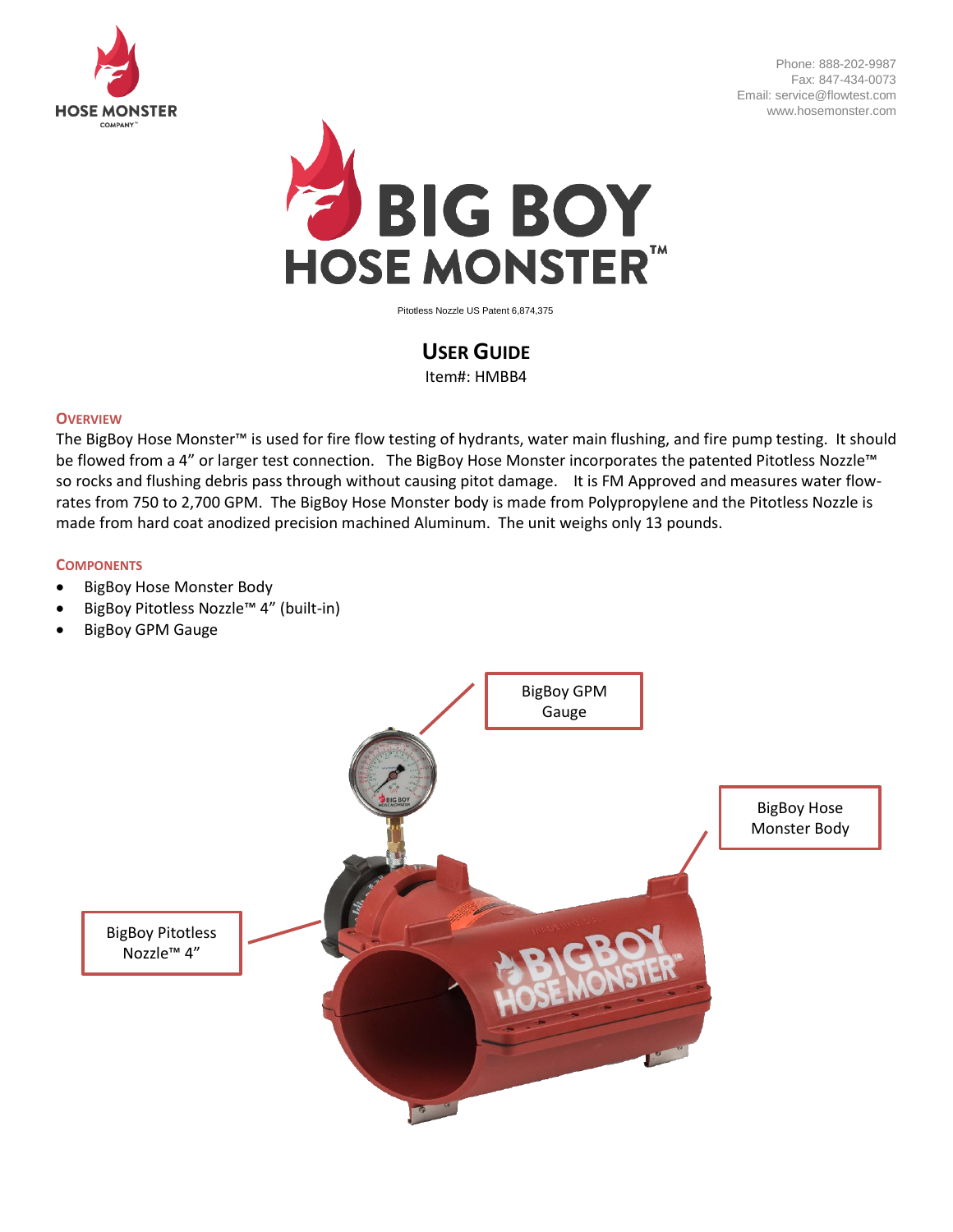HOSE MONSTER COMPANY

Phone: 888-202-9987
Fax: 847-434-0073
Email: service@flowtest.com
www.hosemonster.com

# BIG BOY HOSE MONSTER™

Pitotless Nozzle US Patent 6,874,375

## USER GUIDE

Item#: HMBB4

### OVERVIEW

The BigBoy Hose Monster™ is used for fire flow testing of hydrants, water main flushing, and fire pump testing. It should be flowed from a 4" or larger test connection. The BigBoy Hose Monster incorporates the patented Pitotless Nozzle™ so rocks and flushing debris pass through without causing pitot damage. It is FM Approved and measures water flow-rates from 750 to 2,700 GPM. The BigBoy Hose Monster body is made from Polypropylene and the Pitotless Nozzle is made from hard coat anodized precision machined Aluminum. The unit weighs only 13 pounds.

### COMPONENTS

- BigBoy Hose Monster Body
- BigBoy Pitotless Nozzle™ 4" (built-in)
- BigBoy GPM Gauge

BigBoy GPM Gauge

BigBoy Hose Monster Body

BigBoy Pitotless Nozzle™ 4"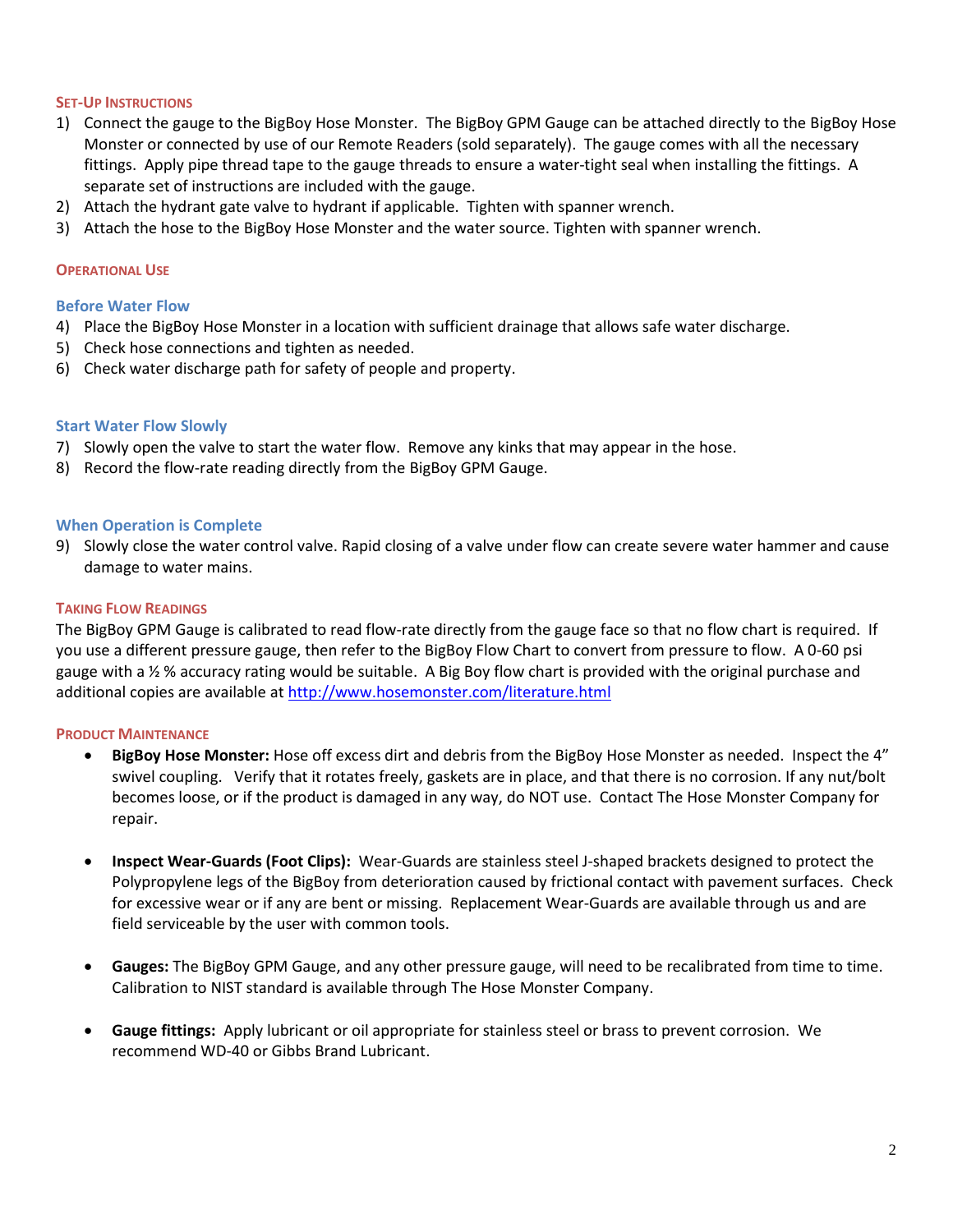## Set-Up Instructions

1) Connect the gauge to the BigBoy Hose Monster. The BigBoy GPM Gauge can be attached directly to the BigBoy Hose Monster or connected by use of our Remote Readers (sold separately). The gauge comes with all the necessary fittings. Apply pipe thread tape to the gauge threads to ensure a water-tight seal when installing the fittings. A separate set of instructions are included with the gauge.
2) Attach the hydrant gate valve to hydrant if applicable. Tighten with spanner wrench.
3) Attach the hose to the BigBoy Hose Monster and the water source. Tighten with spanner wrench.

## Operational Use

### Before Water Flow

4) Place the BigBoy Hose Monster in a location with sufficient drainage that allows safe water discharge.
5) Check hose connections and tighten as needed.
6) Check water discharge path for safety of people and property.

### Start Water Flow Slowly

7) Slowly open the valve to start the water flow. Remove any kinks that may appear in the hose.
8) Record the flow-rate reading directly from the BigBoy GPM Gauge.

### When Operation is Complete

9) Slowly close the water control valve. Rapid closing of a valve under flow can create severe water hammer and cause damage to water mains.

## Taking Flow Readings

The BigBoy GPM Gauge is calibrated to read flow-rate directly from the gauge face so that no flow chart is required. If you use a different pressure gauge, then refer to the BigBoy Flow Chart to convert from pressure to flow. A 0-60 psi gauge with a ½ % accuracy rating would be suitable. A Big Boy flow chart is provided with the original purchase and additional copies are available at http://www.hosemonster.com/literature.html

## Product Maintenance

- **BigBoy Hose Monster:** Hose off excess dirt and debris from the BigBoy Hose Monster as needed. Inspect the 4" swivel coupling. Verify that it rotates freely, gaskets are in place, and that there is no corrosion. If any nut/bolt becomes loose, or if the product is damaged in any way, do NOT use. Contact The Hose Monster Company for repair.

- **Inspect Wear-Guards (Foot Clips):** Wear-Guards are stainless steel J-shaped brackets designed to protect the Polypropylene legs of the BigBoy from deterioration caused by frictional contact with pavement surfaces. Check for excessive wear or if any are bent or missing. Replacement Wear-Guards are available through us and are field serviceable by the user with common tools.

- **Gauges:** The BigBoy GPM Gauge, and any other pressure gauge, will need to be recalibrated from time to time. Calibration to NIST standard is available through The Hose Monster Company.

- **Gauge fittings:** Apply lubricant or oil appropriate for stainless steel or brass to prevent corrosion. We recommend WD-40 or Gibbs Brand Lubricant.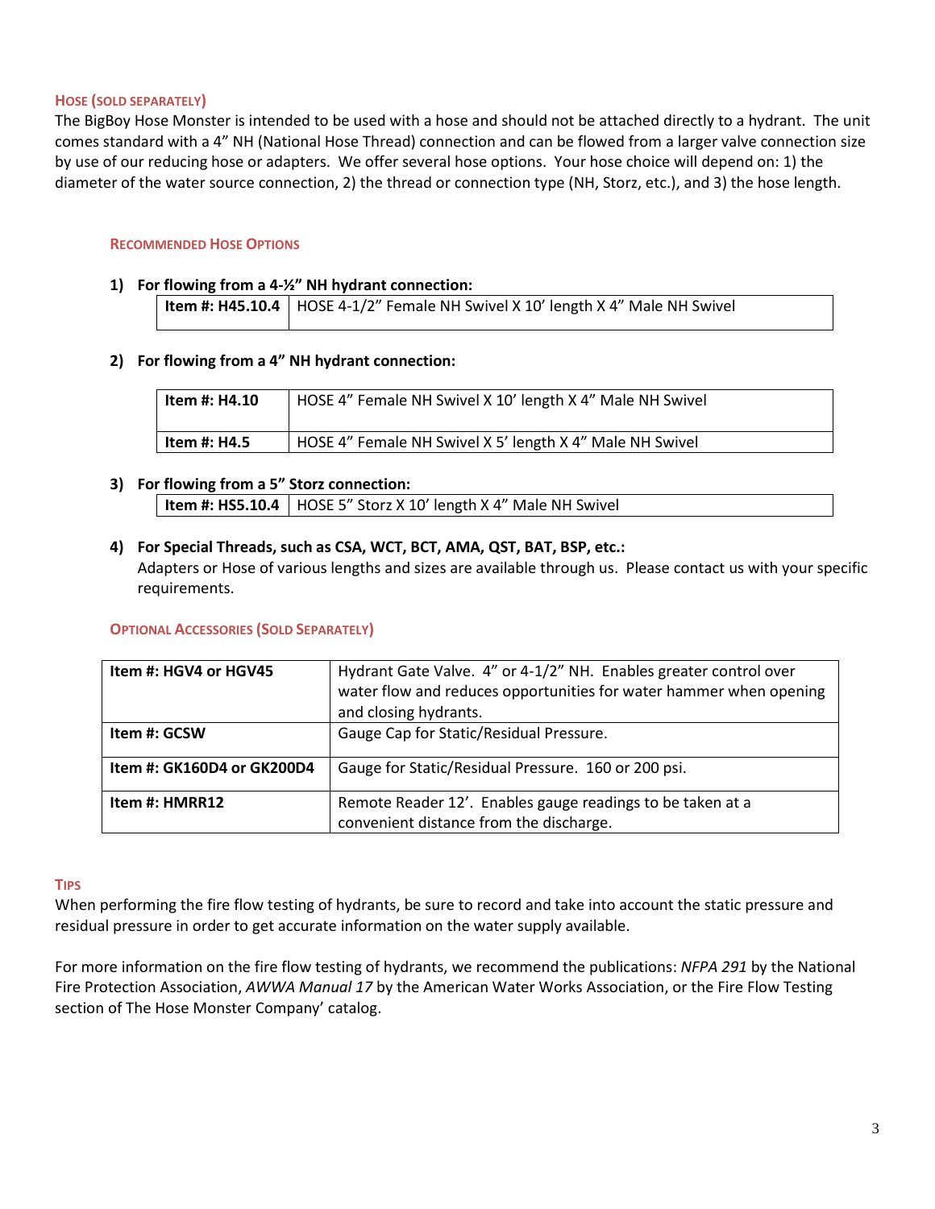## HOSE (SOLD SEPARATELY)

The BigBoy Hose Monster is intended to be used with a hose and should not be attached directly to a hydrant. The unit comes standard with a 4" NH (National Hose Thread) connection and can be flowed from a larger valve connection size by use of our reducing hose or adapters. We offer several hose options. Your hose choice will depend on: 1) the diameter of the water source connection, 2) the thread or connection type (NH, Storz, etc.), and 3) the hose length.

### RECOMMENDED HOSE OPTIONS

1) **For flowing from a 4-½" NH hydrant connection:**

| | |
|---|---|
| **Item #: H45.10.4** | HOSE 4-1/2" Female NH Swivel X 10' length X 4" Male NH Swivel |

2) **For flowing from a 4" NH hydrant connection:**

| | |
|---|---|
| **Item #: H4.10** | HOSE 4" Female NH Swivel X 10' length X 4" Male NH Swivel |
| **Item #: H4.5** | HOSE 4" Female NH Swivel X 5' length X 4" Male NH Swivel |

3) **For flowing from a 5" Storz connection:**

| | |
|---|---|
| **Item #: HS5.10.4** | HOSE 5" Storz X 10' length X 4" Male NH Swivel |

4) **For Special Threads, such as CSA, WCT, BCT, AMA, QST, BAT, BSP, etc.:**
   Adapters or Hose of various lengths and sizes are available through us. Please contact us with your specific requirements.

### OPTIONAL ACCESSORIES (SOLD SEPARATELY)

| | |
|---|---|
| **Item #: HGV4 or HGV45** | Hydrant Gate Valve. 4" or 4-1/2" NH. Enables greater control over water flow and reduces opportunities for water hammer when opening and closing hydrants. |
| **Item #: GCSW** | Gauge Cap for Static/Residual Pressure. |
| **Item #: GK160D4 or GK200D4** | Gauge for Static/Residual Pressure. 160 or 200 psi. |
| **Item #: HMRR12** | Remote Reader 12'. Enables gauge readings to be taken at a convenient distance from the discharge. |

## TIPS

When performing the fire flow testing of hydrants, be sure to record and take into account the static pressure and residual pressure in order to get accurate information on the water supply available.

For more information on the fire flow testing of hydrants, we recommend the publications: *NFPA 291* by the National Fire Protection Association, *AWWA Manual 17* by the American Water Works Association, or the Fire Flow Testing section of The Hose Monster Company' catalog.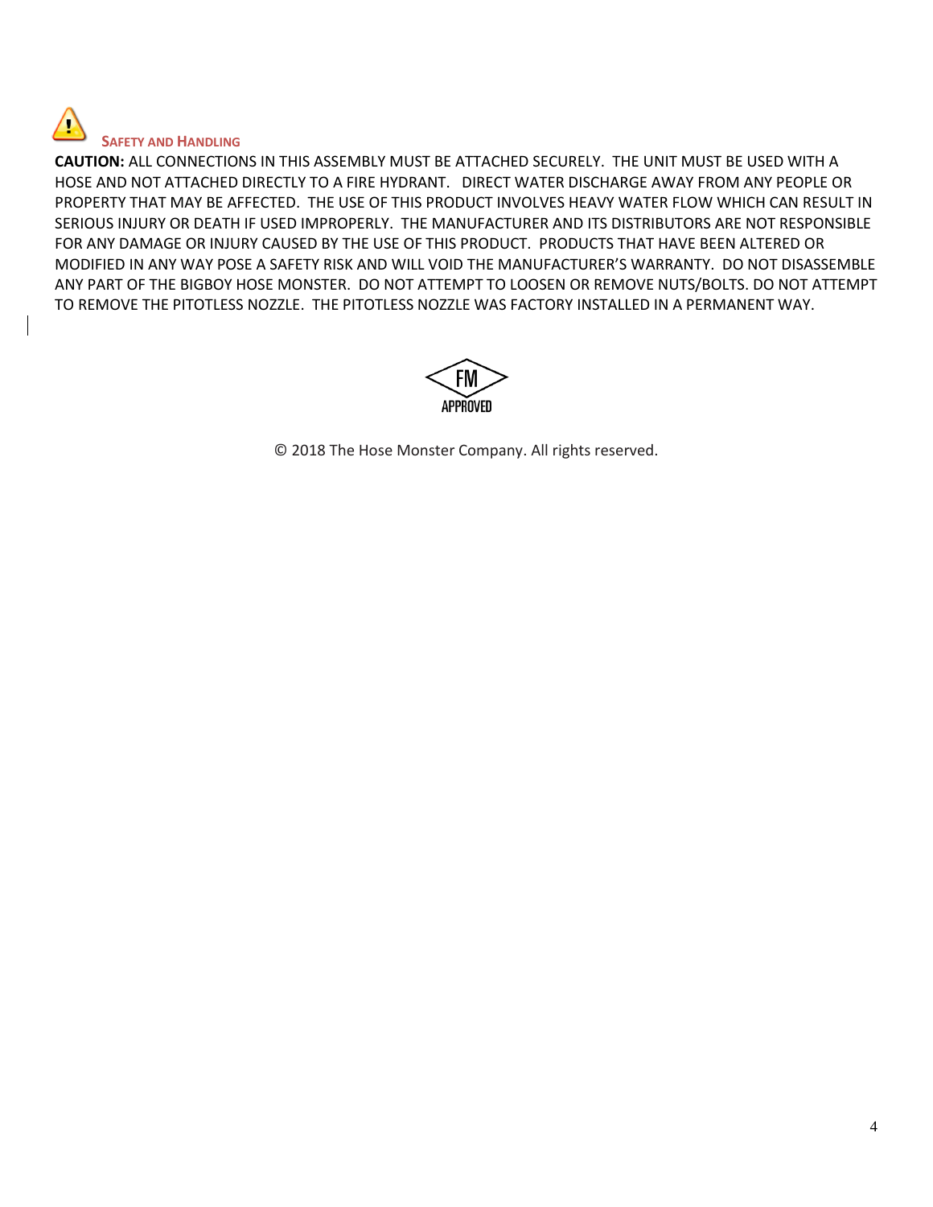## SAFETY AND HANDLING

**CAUTION:** ALL CONNECTIONS IN THIS ASSEMBLY MUST BE ATTACHED SECURELY. THE UNIT MUST BE USED WITH A HOSE AND NOT ATTACHED DIRECTLY TO A FIRE HYDRANT. DIRECT WATER DISCHARGE AWAY FROM ANY PEOPLE OR PROPERTY THAT MAY BE AFFECTED. THE USE OF THIS PRODUCT INVOLVES HEAVY WATER FLOW WHICH CAN RESULT IN SERIOUS INJURY OR DEATH IF USED IMPROPERLY. THE MANUFACTURER AND ITS DISTRIBUTORS ARE NOT RESPONSIBLE FOR ANY DAMAGE OR INJURY CAUSED BY THE USE OF THIS PRODUCT. PRODUCTS THAT HAVE BEEN ALTERED OR MODIFIED IN ANY WAY POSE A SAFETY RISK AND WILL VOID THE MANUFACTURER'S WARRANTY. DO NOT DISASSEMBLE ANY PART OF THE BIGBOY HOSE MONSTER. DO NOT ATTEMPT TO LOOSEN OR REMOVE NUTS/BOLTS. DO NOT ATTEMPT TO REMOVE THE PITOTLESS NOZZLE. THE PITOTLESS NOZZLE WAS FACTORY INSTALLED IN A PERMANENT WAY.

FM
APPROVED

© 2018 The Hose Monster Company. All rights reserved.